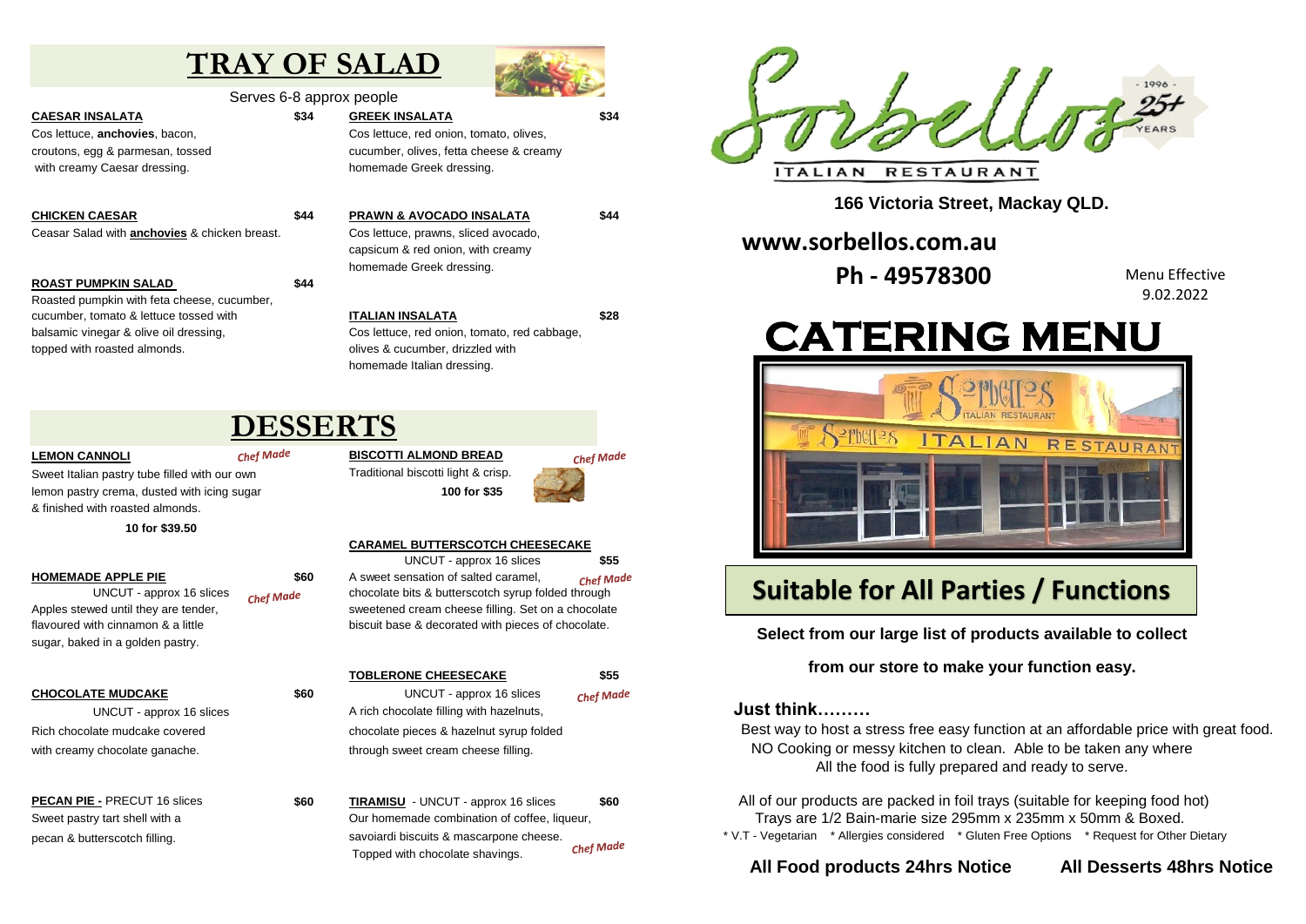# TRAY OF SALAD

Serves 6-8 approx people

**CAESAR INSALATA** **$34**
Cos lettuce, **anchovies**, bacon, croutons, egg & parmesan, tossed with creamy Caesar dressing.

**GREEK INSALATA** **$34**
Cos lettuce, red onion, tomato, olives, cucumber, olives, fetta cheese & creamy homemade Greek dressing.

**CHICKEN CAESAR** **$44**
Ceasar Salad with **anchovies** & chicken breast.

**PRAWN & AVOCADO INSALATA** **$44**
Cos lettuce, prawns, sliced avocado, capsicum & red onion, with creamy homemade Greek dressing.

**ROAST PUMPKIN SALAD** **$44**
Roasted pumpkin with feta cheese, cucumber, cucumber, tomato & lettuce tossed with balsamic vinegar & olive oil dressing, topped with roasted almonds.

**ITALIAN INSALATA** **$28**
Cos lettuce, red onion, tomato, red cabbage, olives & cucumber, drizzled with homemade Italian dressing.

# DESSERTS

**LEMON CANNOLI** *Chef Made*
Sweet Italian pastry tube filled with our own lemon pastry crema, dusted with icing sugar & finished with roasted almonds.
**10 for $39.50**

**BISCOTTI ALMOND BREAD** *Chef Made*
Traditional biscotti light & crisp.
**100 for $35**

**HOMEMADE APPLE PIE** **$60** *Chef Made*
UNCUT - approx 16 slices
Apples stewed until they are tender, flavoured with cinnamon & a little sugar, baked in a golden pastry.

**CARAMEL BUTTERSCOTCH CHEESECAKE** **$55** *Chef Made*
UNCUT - approx 16 slices
A sweet sensation of salted caramel, chocolate bits & butterscotch syrup folded through sweetened cream cheese filling. Set on a chocolate biscuit base & decorated with pieces of chocolate.

**CHOCOLATE MUDCAKE** **$60**
UNCUT - approx 16 slices
Rich chocolate mudcake covered with creamy chocolate ganache.

**TOBLERONE CHEESECAKE** **$55** *Chef Made*
UNCUT - approx 16 slices
A rich chocolate filling with hazelnuts, chocolate pieces & hazelnut syrup folded through sweet cream cheese filling.

**PECAN PIE -** PRECUT 16 slices **$60**
Sweet pastry tart shell with a pecan & butterscotch filling.

**TIRAMISU** - UNCUT - approx 16 slices **$60** *Chef Made*
Our homemade combination of coffee, liqueur, savoiardi biscuits & mascarpone cheese. Topped with chocolate shavings.

# Sorbellos

- 1996 - 25+ YEARS
ITALIAN RESTAURANT

**166 Victoria Street, Mackay QLD.**

**www.sorbellos.com.au**

**Ph - 49578300**

Menu Effective 9.02.2022

# CATERING MENU

## Suitable for All Parties / Functions

**Select from our large list of products available to collect from our store to make your function easy.**

**Just think………**

Best way to host a stress free easy function at an affordable price with great food.
NO Cooking or messy kitchen to clean. Able to be taken any where
All the food is fully prepared and ready to serve.

All of our products are packed in foil trays (suitable for keeping food hot)
Trays are 1/2 Bain-marie size 295mm x 235mm x 50mm & Boxed.
* V.T - Vegetarian * Allergies considered * Gluten Free Options * Request for Other Dietary

**All Food products 24hrs Notice** **All Desserts 48hrs Notice**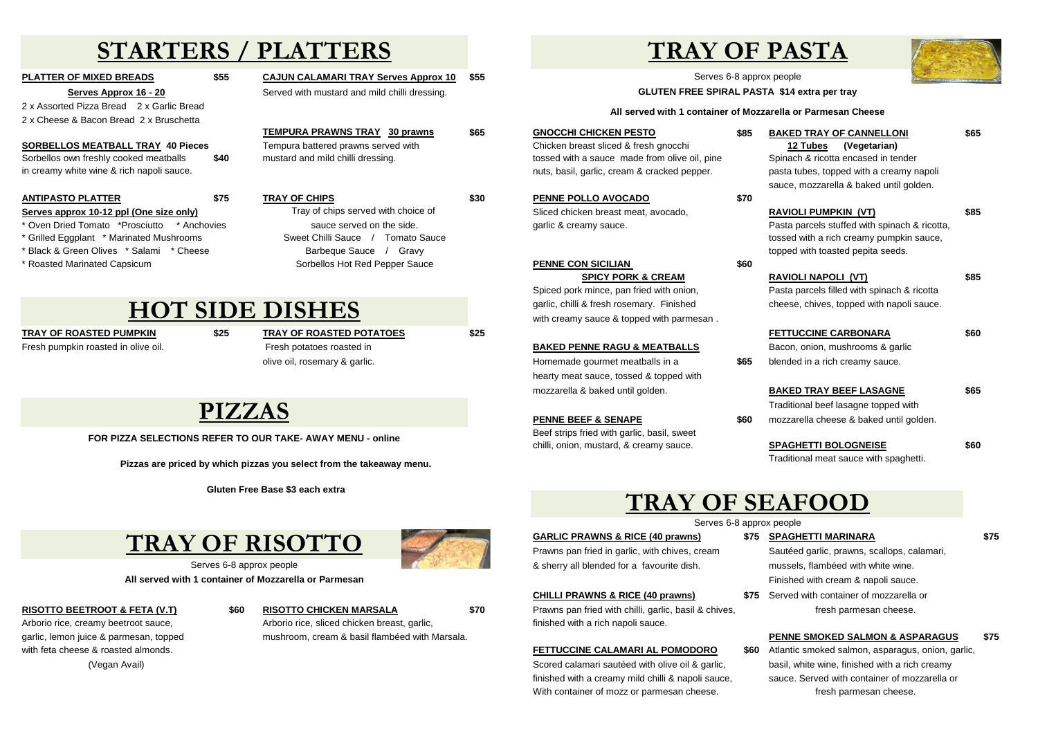# STARTERS / PLATTERS

**PLATTER OF MIXED BREADS** **$55**

**Serves Approx 16 - 20**

2 x Assorted Pizza Bread 2 x Garlic Bread
2 x Cheese & Bacon Bread 2 x Bruschetta

**SORBELLOS MEATBALL TRAY 40 Pieces** **$40**

Sorbellos own freshly cooked meatballs in creamy white wine & rich napoli sauce.

**ANTIPASTO PLATTER** **$75**

**Serves approx 10-12 ppl (One size only)**

* Oven Dried Tomato *Prosciutto * Anchovies
* Grilled Eggplant * Marinated Mushrooms
* Black & Green Olives * Salami * Cheese
* Roasted Marinated Capsicum

**CAJUN CALAMARI TRAY Serves Approx 10** **$55**

Served with mustard and mild chilli dressing.

**TEMPURA PRAWNS TRAY 30 prawns** **$65**

Tempura battered prawns served with mustard and mild chilli dressing.

**TRAY OF CHIPS** **$30**

Tray of chips served with choice of sauce served on the side.
Sweet Chilli Sauce / Tomato Sauce
Barbeque Sauce / Gravy
Sorbellos Hot Red Pepper Sauce

# HOT SIDE DISHES

**TRAY OF ROASTED PUMPKIN** **$25**

Fresh pumpkin roasted in olive oil.

**TRAY OF ROASTED POTATOES** **$25**

Fresh potatoes roasted in olive oil, rosemary & garlic.

# PIZZAS

**FOR PIZZA SELECTIONS REFER TO OUR TAKE- AWAY MENU - online**

**Pizzas are priced by which pizzas you select from the takeaway menu.**

**Gluten Free Base $3 each extra**

# TRAY OF RISOTTO

Serves 6-8 approx people

**All served with 1 container of Mozzarella or Parmesan**

**RISOTTO BEETROOT & FETA (V.T)** **$60**

Arborio rice, creamy beetroot sauce, garlic, lemon juice & parmesan, topped with feta cheese & roasted almonds.
(Vegan Avail)

**RISOTTO CHICKEN MARSALA** **$70**

Arborio rice, sliced chicken breast, garlic, mushroom, cream & basil flambéed with Marsala.

# TRAY OF PASTA

Serves 6-8 approx people

**GLUTEN FREE SPIRAL PASTA $14 extra per tray**

**All served with 1 container of Mozzarella or Parmesan Cheese**

**GNOCCHI CHICKEN PESTO** **$85**

Chicken breast sliced & fresh gnocchi tossed with a sauce made from olive oil, pine nuts, basil, garlic, cream & cracked pepper.

**PENNE POLLO AVOCADO** **$70**

Sliced chicken breast meat, avocado, garlic & creamy sauce.

**PENNE CON SICILIAN** **$60**

**SPICY PORK & CREAM**

Spiced pork mince, pan fried with onion, garlic, chilli & fresh rosemary. Finished with creamy sauce & topped with parmesan .

**BAKED PENNE RAGU & MEATBALLS** **$65**

Homemade gourmet meatballs in a hearty meat sauce, tossed & topped with mozzarella & baked until golden.

**PENNE BEEF & SENAPE** **$60**

Beef strips fried with garlic, basil, sweet chilli, onion, mustard, & creamy sauce.

**BAKED TRAY OF CANNELLONI** **$65**

**12 Tubes (Vegetarian)**

Spinach & ricotta encased in tender pasta tubes, topped with a creamy napoli sauce, mozzarella & baked until golden.

**RAVIOLI PUMPKIN (VT)** **$85**

Pasta parcels stuffed with spinach & ricotta, tossed with a rich creamy pumpkin sauce, topped with toasted pepita seeds.

**RAVIOLI NAPOLI (VT)** **$85**

Pasta parcels filled with spinach & ricotta cheese, chives, topped with napoli sauce.

**FETTUCCINE CARBONARA** **$60**

Bacon, onion, mushrooms & garlic blended in a rich creamy sauce.

**BAKED TRAY BEEF LASAGNE** **$65**

Traditional beef lasagne topped with mozzarella cheese & baked until golden.

**SPAGHETTI BOLOGNEISE** **$60**

Traditional meat sauce with spaghetti.

# TRAY OF SEAFOOD

Serves 6-8 approx people

**GARLIC PRAWNS & RICE (40 prawns)** **$75**

Prawns pan fried in garlic, with chives, cream & sherry all blended for a favourite dish.

**CHILLI PRAWNS & RICE (40 prawns)** **$75**

Prawns pan fried with chilli, garlic, basil & chives, finished with a rich napoli sauce.

**FETTUCCINE CALAMARI AL POMODORO** **$60**

Scored calamari sautéed with olive oil & garlic, finished with a creamy mild chilli & napoli sauce, With container of mozz or parmesan cheese.

**SPAGHETTI MARINARA** **$75**

Sautéed garlic, prawns, scallops, calamari, mussels, flambéed with white wine. Finished with cream & napoli sauce. Served with container of mozzarella or fresh parmesan cheese.

**PENNE SMOKED SALMON & ASPARAGUS** **$75**

Atlantic smoked salmon, asparagus, onion, garlic, basil, white wine, finished with a rich creamy sauce. Served with container of mozzarella or fresh parmesan cheese.